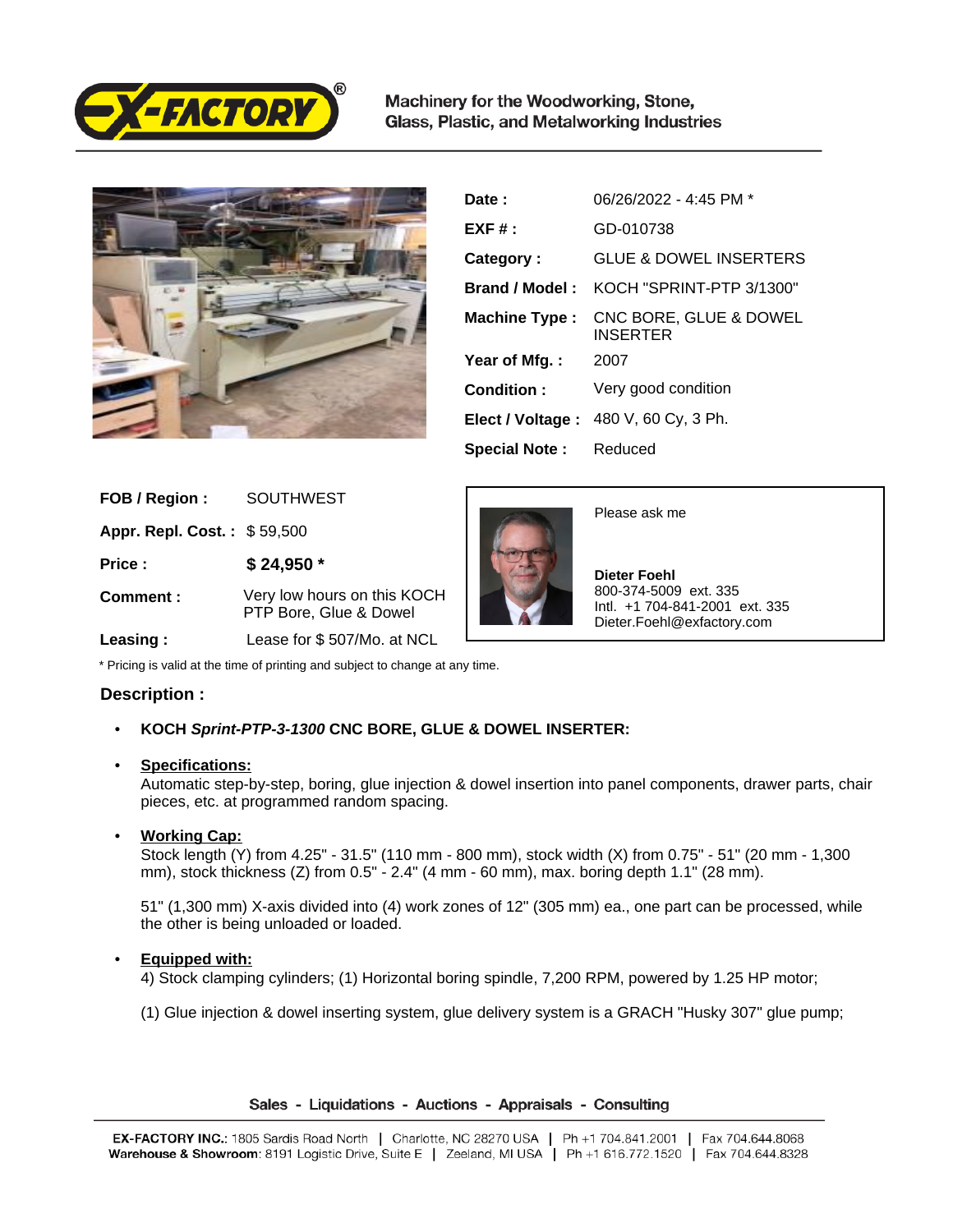Machinery for the Woodworking, Stone, Glass, Plastic, and Metalworking Industries

| | |
|---|---|
| **Date :** | 06/26/2022 - 4:45 PM * |
| **EXF # :** | GD-010738 |
| **Category :** | GLUE & DOWEL INSERTERS |
| **Brand / Model :** | KOCH "SPRINT-PTP 3/1300" |
| **Machine Type :** | CNC BORE, GLUE & DOWEL INSERTER |
| **Year of Mfg. :** | 2007 |
| **Condition :** | Very good condition |
| **Elect / Voltage :** | 480 V, 60 Cy, 3 Ph. |
| **Special Note :** | Reduced |

| | |
|---|---|
| **FOB / Region :** | SOUTHWEST |
| **Appr. Repl. Cost. :** | $ 59,500 |
| **Price :** | **$ 24,950 *** |
| **Comment :** | Very low hours on this KOCH PTP Bore, Glue & Dowel |
| **Leasing :** | Lease for $ 507/Mo. at NCL |

Please ask me

**Dieter Foehl**
800-374-5009 ext. 335
Intl. +1 704-841-2001 ext. 335
Dieter.Foehl@exfactory.com

* Pricing is valid at the time of printing and subject to change at any time.

## Description :

- **KOCH *Sprint-PTP-3-1300* CNC BORE, GLUE & DOWEL INSERTER:**

- **Specifications:**
  Automatic step-by-step, boring, glue injection & dowel insertion into panel components, drawer parts, chair pieces, etc. at programmed random spacing.

- **Working Cap:**
  Stock length (Y) from 4.25" - 31.5" (110 mm - 800 mm), stock width (X) from 0.75" - 51" (20 mm - 1,300 mm), stock thickness (Z) from 0.5" - 2.4" (4 mm - 60 mm), max. boring depth 1.1" (28 mm).

  51" (1,300 mm) X-axis divided into (4) work zones of 12" (305 mm) ea., one part can be processed, while the other is being unloaded or loaded.

- **Equipped with:**
  4) Stock clamping cylinders; (1) Horizontal boring spindle, 7,200 RPM, powered by 1.25 HP motor;

  (1) Glue injection & dowel inserting system, glue delivery system is a GRACH "Husky 307" glue pump;

Sales - Liquidations - Auctions - Appraisals - Consulting

**EX-FACTORY INC.**: 1805 Sardis Road North | Charlotte, NC 28270 USA | Ph +1 704.841.2001 | Fax 704.644.8068
**Warehouse & Showroom**: 8191 Logistic Drive, Suite E | Zeeland, MI USA | Ph +1 616.772.1520 | Fax 704.644.8328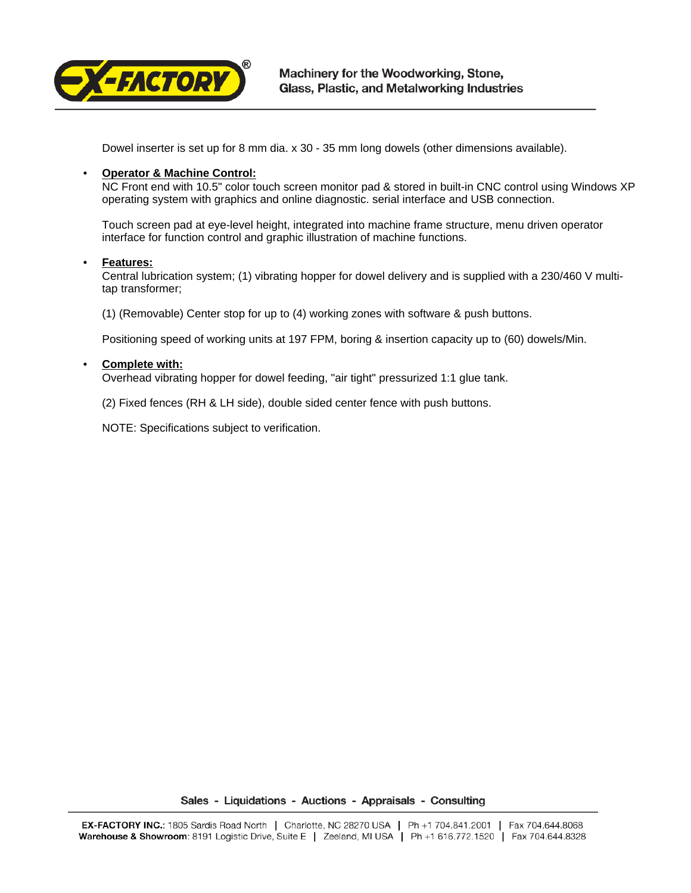Dowel inserter is set up for 8 mm dia. x 30 - 35 mm long dowels (other dimensions available).

- **Operator & Machine Control:**
  NC Front end with 10.5" color touch screen monitor pad & stored in built-in CNC control using Windows XP operating system with graphics and online diagnostic. serial interface and USB connection.

  Touch screen pad at eye-level height, integrated into machine frame structure, menu driven operator interface for function control and graphic illustration of machine functions.

- **Features:**
  Central lubrication system; (1) vibrating hopper for dowel delivery and is supplied with a 230/460 V multi-tap transformer;

  (1) (Removable) Center stop for up to (4) working zones with software & push buttons.

  Positioning speed of working units at 197 FPM, boring & insertion capacity up to (60) dowels/Min.

- **Complete with:**
  Overhead vibrating hopper for dowel feeding, "air tight" pressurized 1:1 glue tank.

  (2) Fixed fences (RH & LH side), double sided center fence with push buttons.

  NOTE: Specifications subject to verification.